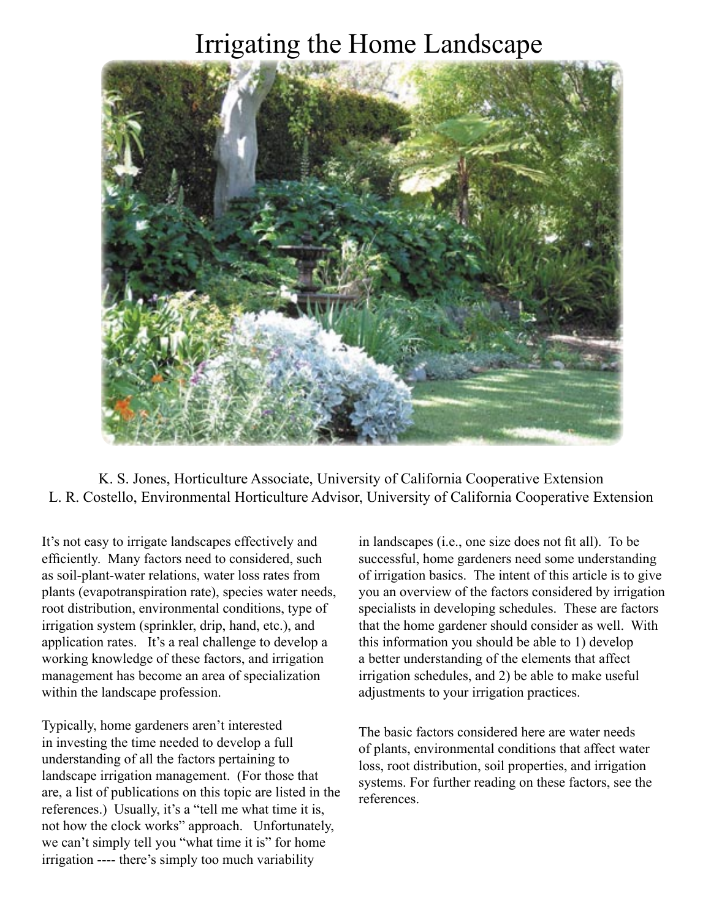# Irrigating the Home Landscape

K. S. Jones, Horticulture Associate, University of California Cooperative Extension
L. R. Costello, Environmental Horticulture Advisor, University of California Cooperative Extension

It's not easy to irrigate landscapes effectively and efficiently. Many factors need to considered, such as soil-plant-water relations, water loss rates from plants (evapotranspiration rate), species water needs, root distribution, environmental conditions, type of irrigation system (sprinkler, drip, hand, etc.), and application rates. It's a real challenge to develop a working knowledge of these factors, and irrigation management has become an area of specialization within the landscape profession.

Typically, home gardeners aren't interested in investing the time needed to develop a full understanding of all the factors pertaining to landscape irrigation management. (For those that are, a list of publications on this topic are listed in the references.) Usually, it's a "tell me what time it is, not how the clock works" approach. Unfortunately, we can't simply tell you "what time it is" for home irrigation ---- there's simply too much variability in landscapes (i.e., one size does not fit all). To be successful, home gardeners need some understanding of irrigation basics. The intent of this article is to give you an overview of the factors considered by irrigation specialists in developing schedules. These are factors that the home gardener should consider as well. With this information you should be able to 1) develop a better understanding of the elements that affect irrigation schedules, and 2) be able to make useful adjustments to your irrigation practices.

The basic factors considered here are water needs of plants, environmental conditions that affect water loss, root distribution, soil properties, and irrigation systems. For further reading on these factors, see the references.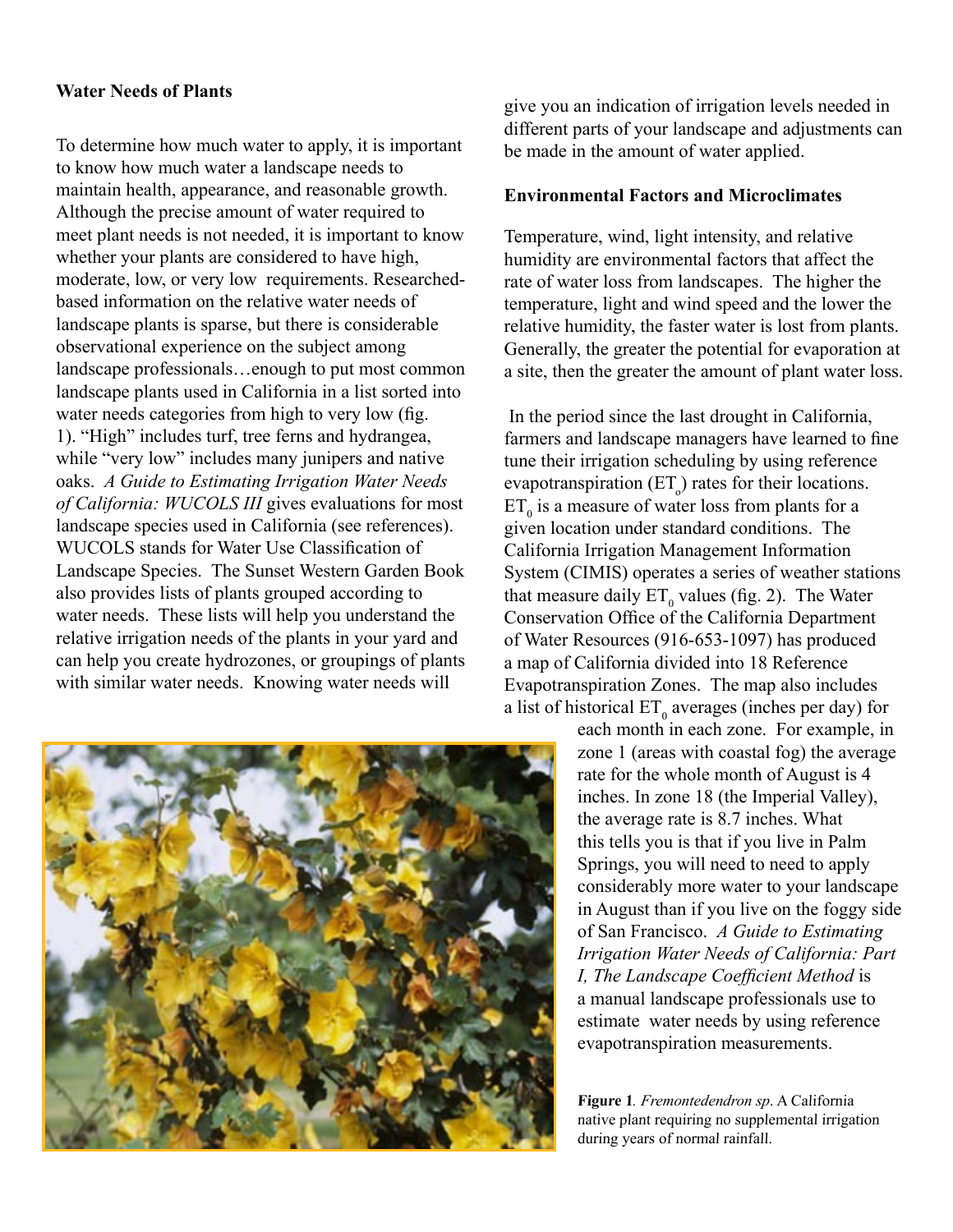**Water Needs of Plants**

To determine how much water to apply, it is important to know how much water a landscape needs to maintain health, appearance, and reasonable growth. Although the precise amount of water required to meet plant needs is not needed, it is important to know whether your plants are considered to have high, moderate, low, or very low requirements. Researched-based information on the relative water needs of landscape plants is sparse, but there is considerable observational experience on the subject among landscape professionals…enough to put most common landscape plants used in California in a list sorted into water needs categories from high to very low (fig. 1). "High" includes turf, tree ferns and hydrangea, while "very low" includes many junipers and native oaks. *A Guide to Estimating Irrigation Water Needs of California: WUCOLS III* gives evaluations for most landscape species used in California (see references). WUCOLS stands for Water Use Classification of Landscape Species. The Sunset Western Garden Book also provides lists of plants grouped according to water needs. These lists will help you understand the relative irrigation needs of the plants in your yard and can help you create hydrozones, or groupings of plants with similar water needs. Knowing water needs will give you an indication of irrigation levels needed in different parts of your landscape and adjustments can be made in the amount of water applied.

**Environmental Factors and Microclimates**

Temperature, wind, light intensity, and relative humidity are environmental factors that affect the rate of water loss from landscapes. The higher the temperature, light and wind speed and the lower the relative humidity, the faster water is lost from plants. Generally, the greater the potential for evaporation at a site, then the greater the amount of plant water loss.

In the period since the last drought in California, farmers and landscape managers have learned to fine tune their irrigation scheduling by using reference evapotranspiration ($ET_o$) rates for their locations. $ET_0$ is a measure of water loss from plants for a given location under standard conditions. The California Irrigation Management Information System (CIMIS) operates a series of weather stations that measure daily $ET_0$ values (fig. 2). The Water Conservation Office of the California Department of Water Resources (916-653-1097) has produced a map of California divided into 18 Reference Evapotranspiration Zones. The map also includes a list of historical $ET_0$ averages (inches per day) for each month in each zone. For example, in zone 1 (areas with coastal fog) the average rate for the whole month of August is 4 inches. In zone 18 (the Imperial Valley), the average rate is 8.7 inches. What this tells you is that if you live in Palm Springs, you will need to need to apply considerably more water to your landscape in August than if you live on the foggy side of San Francisco. *A Guide to Estimating Irrigation Water Needs of California: Part I, The Landscape Coefficient Method* is a manual landscape professionals use to estimate water needs by using reference evapotranspiration measurements.

**Figure 1**. *Fremontedendron sp*. A California native plant requiring no supplemental irrigation during years of normal rainfall.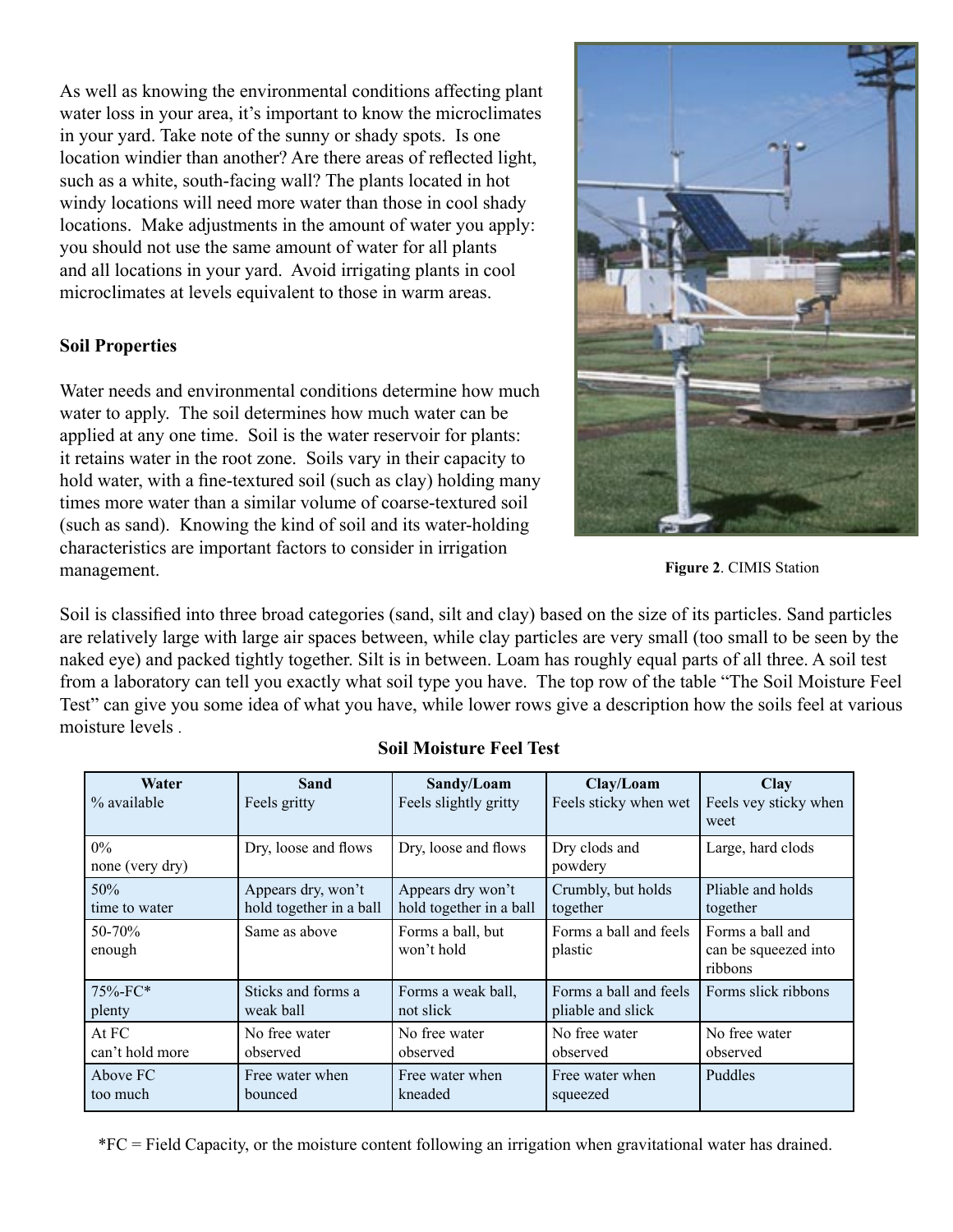As well as knowing the environmental conditions affecting plant water loss in your area, it's important to know the microclimates in your yard. Take note of the sunny or shady spots. Is one location windier than another? Are there areas of reflected light, such as a white, south-facing wall? The plants located in hot windy locations will need more water than those in cool shady locations. Make adjustments in the amount of water you apply: you should not use the same amount of water for all plants and all locations in your yard. Avoid irrigating plants in cool microclimates at levels equivalent to those in warm areas.

**Figure 2**. CIMIS Station

### Soil Properties

Water needs and environmental conditions determine how much water to apply. The soil determines how much water can be applied at any one time. Soil is the water reservoir for plants: it retains water in the root zone. Soils vary in their capacity to hold water, with a fine-textured soil (such as clay) holding many times more water than a similar volume of coarse-textured soil (such as sand). Knowing the kind of soil and its water-holding characteristics are important factors to consider in irrigation management.

Soil is classified into three broad categories (sand, silt and clay) based on the size of its particles. Sand particles are relatively large with large air spaces between, while clay particles are very small (too small to be seen by the naked eye) and packed tightly together. Silt is in between. Loam has roughly equal parts of all three. A soil test from a laboratory can tell you exactly what soil type you have. The top row of the table "The Soil Moisture Feel Test" can give you some idea of what you have, while lower rows give a description how the soils feel at various moisture levels .

**Soil Moisture Feel Test**

| **Water** % available | **Sand** Feels gritty | **Sandy/Loam** Feels slightly gritty | **Clay/Loam** Feels sticky when wet | **Clay** Feels vey sticky when weet |
|---|---|---|---|---|
| 0% none (very dry) | Dry, loose and flows | Dry, loose and flows | Dry clods and powdery | Large, hard clods |
| 50% time to water | Appears dry, won't hold together in a ball | Appears dry won't hold together in a ball | Crumbly, but holds together | Pliable and holds together |
| 50-70% enough | Same as above | Forms a ball, but won't hold | Forms a ball and feels plastic | Forms a ball and can be squeezed into ribbons |
| 75%-FC* plenty | Sticks and forms a weak ball | Forms a weak ball, not slick | Forms a ball and feels pliable and slick | Forms slick ribbons |
| At FC can't hold more | No free water observed | No free water observed | No free water observed | No free water observed |
| Above FC too much | Free water when bounced | Free water when kneaded | Free water when squeezed | Puddles |

*FC = Field Capacity, or the moisture content following an irrigation when gravitational water has drained.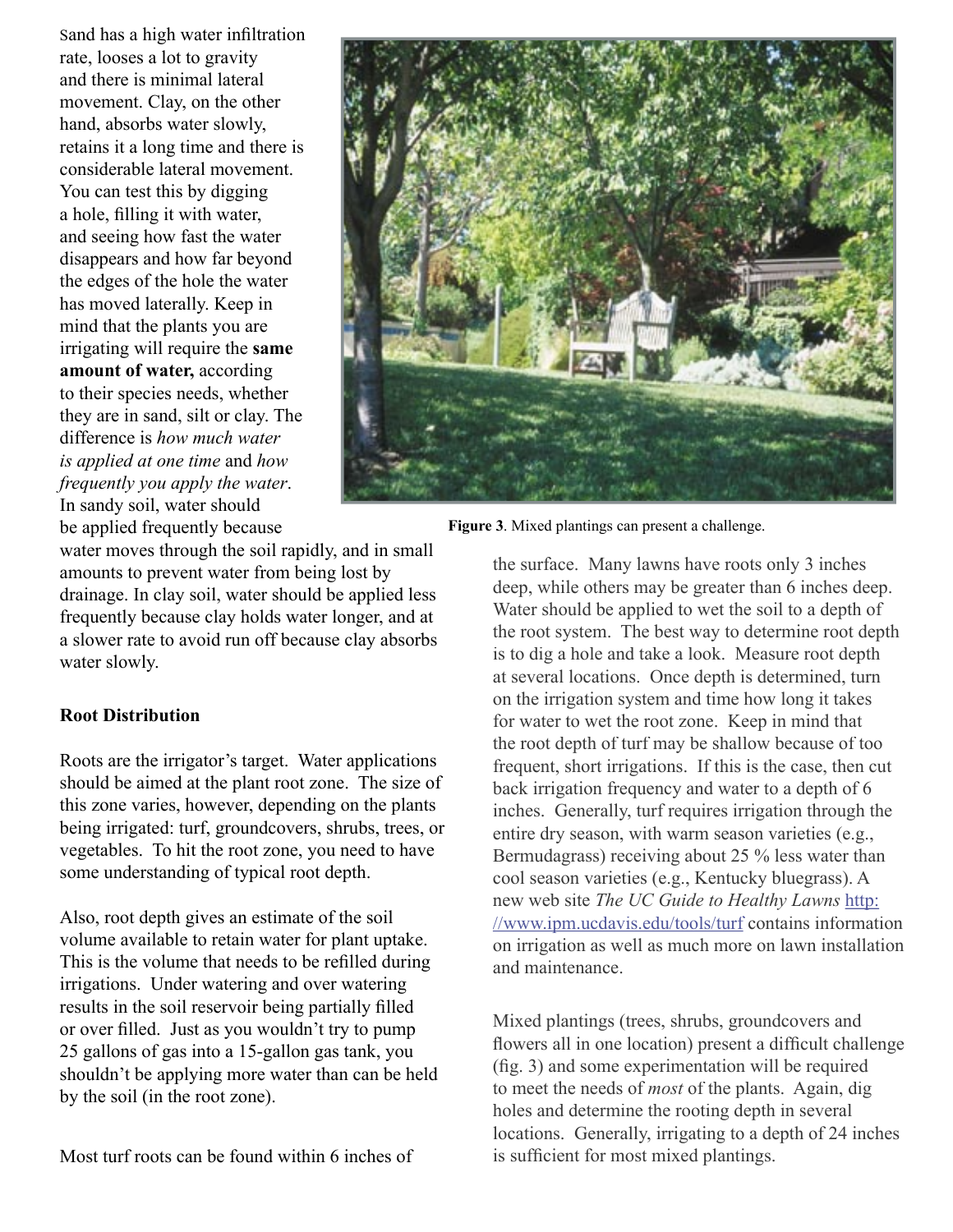Sand has a high water infiltration rate, looses a lot to gravity and there is minimal lateral movement. Clay, on the other hand, absorbs water slowly, retains it a long time and there is considerable lateral movement. You can test this by digging a hole, filling it with water, and seeing how fast the water disappears and how far beyond the edges of the hole the water has moved laterally. Keep in mind that the plants you are irrigating will require the **same amount of water,** according to their species needs, whether they are in sand, silt or clay. The difference is *how much water is applied at one time* and *how frequently you apply the water*. In sandy soil, water should be applied frequently because water moves through the soil rapidly, and in small amounts to prevent water from being lost by drainage. In clay soil, water should be applied less frequently because clay holds water longer, and at a slower rate to avoid run off because clay absorbs water slowly.

**Figure 3**. Mixed plantings can present a challenge.

**Root Distribution**

Roots are the irrigator's target. Water applications should be aimed at the plant root zone. The size of this zone varies, however, depending on the plants being irrigated: turf, groundcovers, shrubs, trees, or vegetables. To hit the root zone, you need to have some understanding of typical root depth.

Also, root depth gives an estimate of the soil volume available to retain water for plant uptake. This is the volume that needs to be refilled during irrigations. Under watering and over watering results in the soil reservoir being partially filled or over filled. Just as you wouldn't try to pump 25 gallons of gas into a 15-gallon gas tank, you shouldn't be applying more water than can be held by the soil (in the root zone).

Most turf roots can be found within 6 inches of the surface. Many lawns have roots only 3 inches deep, while others may be greater than 6 inches deep. Water should be applied to wet the soil to a depth of the root system. The best way to determine root depth is to dig a hole and take a look. Measure root depth at several locations. Once depth is determined, turn on the irrigation system and time how long it takes for water to wet the root zone. Keep in mind that the root depth of turf may be shallow because of too frequent, short irrigations. If this is the case, then cut back irrigation frequency and water to a depth of 6 inches. Generally, turf requires irrigation through the entire dry season, with warm season varieties (e.g., Bermudagrass) receiving about 25 % less water than cool season varieties (e.g., Kentucky bluegrass). A new web site *The UC Guide to Healthy Lawns* [http://www.ipm.ucdavis.edu/tools/turf](http://www.ipm.ucdavis.edu/tools/turf) contains information on irrigation as well as much more on lawn installation and maintenance.

Mixed plantings (trees, shrubs, groundcovers and flowers all in one location) present a difficult challenge (fig. 3) and some experimentation will be required to meet the needs of *most* of the plants. Again, dig holes and determine the rooting depth in several locations. Generally, irrigating to a depth of 24 inches is sufficient for most mixed plantings.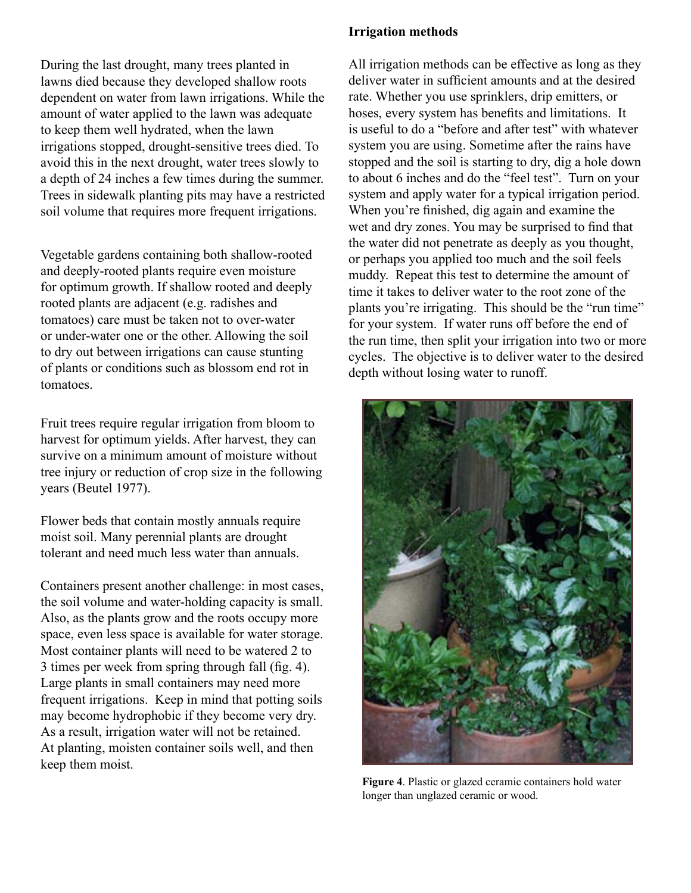During the last drought, many trees planted in lawns died because they developed shallow roots dependent on water from lawn irrigations. While the amount of water applied to the lawn was adequate to keep them well hydrated, when the lawn irrigations stopped, drought-sensitive trees died. To avoid this in the next drought, water trees slowly to a depth of 24 inches a few times during the summer. Trees in sidewalk planting pits may have a restricted soil volume that requires more frequent irrigations.

Vegetable gardens containing both shallow-rooted and deeply-rooted plants require even moisture for optimum growth. If shallow rooted and deeply rooted plants are adjacent (e.g. radishes and tomatoes) care must be taken not to over-water or under-water one or the other. Allowing the soil to dry out between irrigations can cause stunting of plants or conditions such as blossom end rot in tomatoes.

Fruit trees require regular irrigation from bloom to harvest for optimum yields. After harvest, they can survive on a minimum amount of moisture without tree injury or reduction of crop size in the following years (Beutel 1977).

Flower beds that contain mostly annuals require moist soil. Many perennial plants are drought tolerant and need much less water than annuals.

Containers present another challenge: in most cases, the soil volume and water-holding capacity is small. Also, as the plants grow and the roots occupy more space, even less space is available for water storage. Most container plants will need to be watered 2 to 3 times per week from spring through fall (fig. 4). Large plants in small containers may need more frequent irrigations. Keep in mind that potting soils may become hydrophobic if they become very dry. As a result, irrigation water will not be retained. At planting, moisten container soils well, and then keep them moist.

### Irrigation methods

All irrigation methods can be effective as long as they deliver water in sufficient amounts and at the desired rate. Whether you use sprinklers, drip emitters, or hoses, every system has benefits and limitations. It is useful to do a "before and after test" with whatever system you are using. Sometime after the rains have stopped and the soil is starting to dry, dig a hole down to about 6 inches and do the "feel test". Turn on your system and apply water for a typical irrigation period. When you're finished, dig again and examine the wet and dry zones. You may be surprised to find that the water did not penetrate as deeply as you thought, or perhaps you applied too much and the soil feels muddy. Repeat this test to determine the amount of time it takes to deliver water to the root zone of the plants you're irrigating. This should be the "run time" for your system. If water runs off before the end of the run time, then split your irrigation into two or more cycles. The objective is to deliver water to the desired depth without losing water to runoff.

**Figure 4**. Plastic or glazed ceramic containers hold water longer than unglazed ceramic or wood.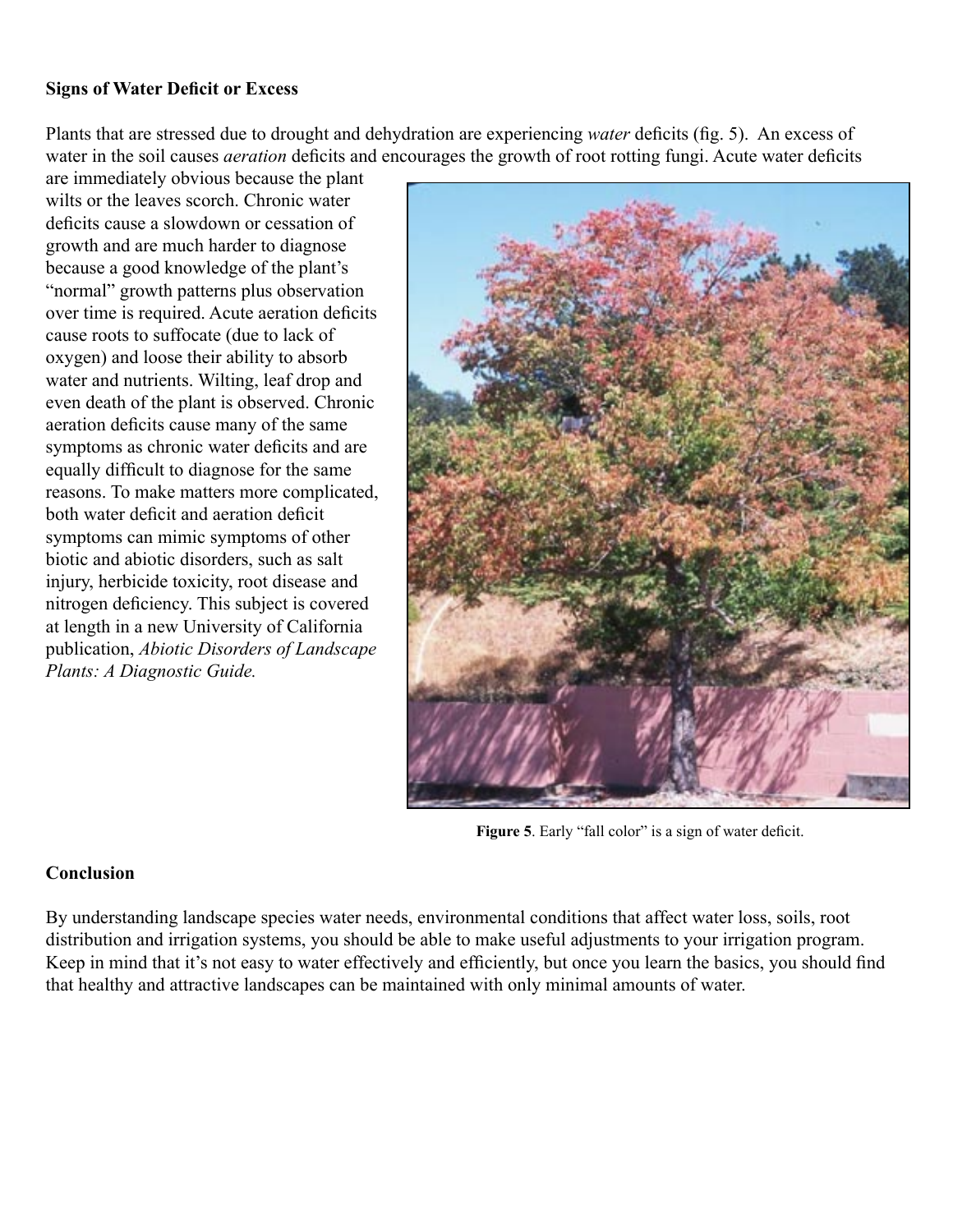**Signs of Water Deficit or Excess**

Plants that are stressed due to drought and dehydration are experiencing *water* deficits (fig. 5). An excess of water in the soil causes *aeration* deficits and encourages the growth of root rotting fungi. Acute water deficits are immediately obvious because the plant wilts or the leaves scorch. Chronic water deficits cause a slowdown or cessation of growth and are much harder to diagnose because a good knowledge of the plant's "normal" growth patterns plus observation over time is required. Acute aeration deficits cause roots to suffocate (due to lack of oxygen) and loose their ability to absorb water and nutrients. Wilting, leaf drop and even death of the plant is observed. Chronic aeration deficits cause many of the same symptoms as chronic water deficits and are equally difficult to diagnose for the same reasons. To make matters more complicated, both water deficit and aeration deficit symptoms can mimic symptoms of other biotic and abiotic disorders, such as salt injury, herbicide toxicity, root disease and nitrogen deficiency. This subject is covered at length in a new University of California publication, *Abiotic Disorders of Landscape Plants: A Diagnostic Guide.*

**Figure 5**. Early "fall color" is a sign of water deficit.

**Conclusion**

By understanding landscape species water needs, environmental conditions that affect water loss, soils, root distribution and irrigation systems, you should be able to make useful adjustments to your irrigation program. Keep in mind that it's not easy to water effectively and efficiently, but once you learn the basics, you should find that healthy and attractive landscapes can be maintained with only minimal amounts of water.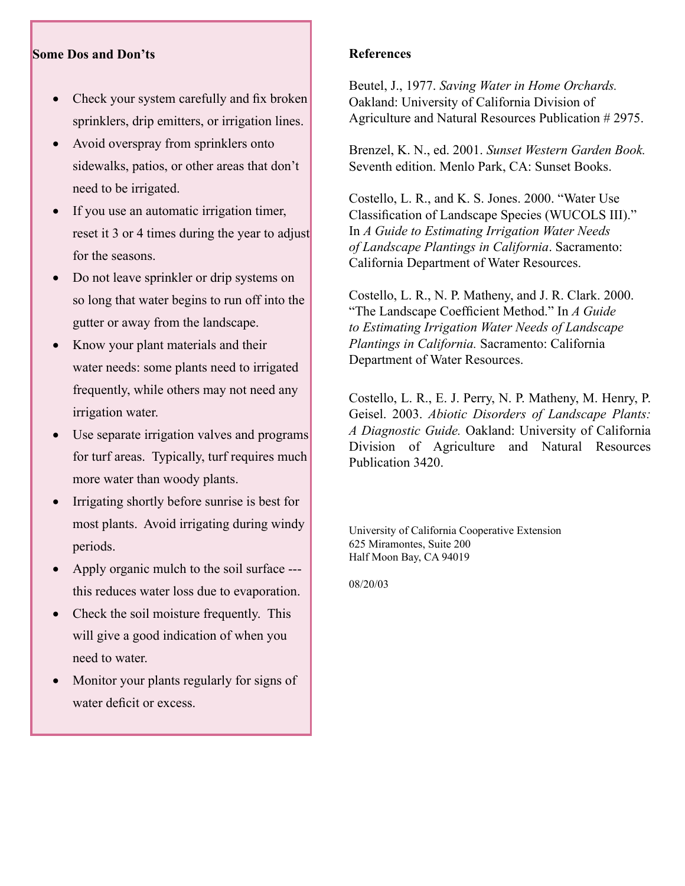**Some Dos and Don'ts**

- Check your system carefully and fix broken sprinklers, drip emitters, or irrigation lines.
- Avoid overspray from sprinklers onto sidewalks, patios, or other areas that don't need to be irrigated.
- If you use an automatic irrigation timer, reset it 3 or 4 times during the year to adjust for the seasons.
- Do not leave sprinkler or drip systems on so long that water begins to run off into the gutter or away from the landscape.
- Know your plant materials and their water needs: some plants need to irrigated frequently, while others may not need any irrigation water.
- Use separate irrigation valves and programs for turf areas. Typically, turf requires much more water than woody plants.
- Irrigating shortly before sunrise is best for most plants. Avoid irrigating during windy periods.
- Apply organic mulch to the soil surface --- this reduces water loss due to evaporation.
- Check the soil moisture frequently. This will give a good indication of when you need to water.
- Monitor your plants regularly for signs of water deficit or excess.

**References**

Beutel, J., 1977. *Saving Water in Home Orchards.* Oakland: University of California Division of Agriculture and Natural Resources Publication # 2975.

Brenzel, K. N., ed. 2001. *Sunset Western Garden Book.* Seventh edition. Menlo Park, CA: Sunset Books.

Costello, L. R., and K. S. Jones. 2000. "Water Use Classification of Landscape Species (WUCOLS III)." In *A Guide to Estimating Irrigation Water Needs of Landscape Plantings in California*. Sacramento: California Department of Water Resources.

Costello, L. R., N. P. Matheny, and J. R. Clark. 2000. "The Landscape Coefficient Method." In *A Guide to Estimating Irrigation Water Needs of Landscape Plantings in California.* Sacramento: California Department of Water Resources.

Costello, L. R., E. J. Perry, N. P. Matheny, M. Henry, P. Geisel. 2003. *Abiotic Disorders of Landscape Plants: A Diagnostic Guide.* Oakland: University of California Division of Agriculture and Natural Resources Publication 3420.

University of California Cooperative Extension
625 Miramontes, Suite 200
Half Moon Bay, CA 94019

08/20/03